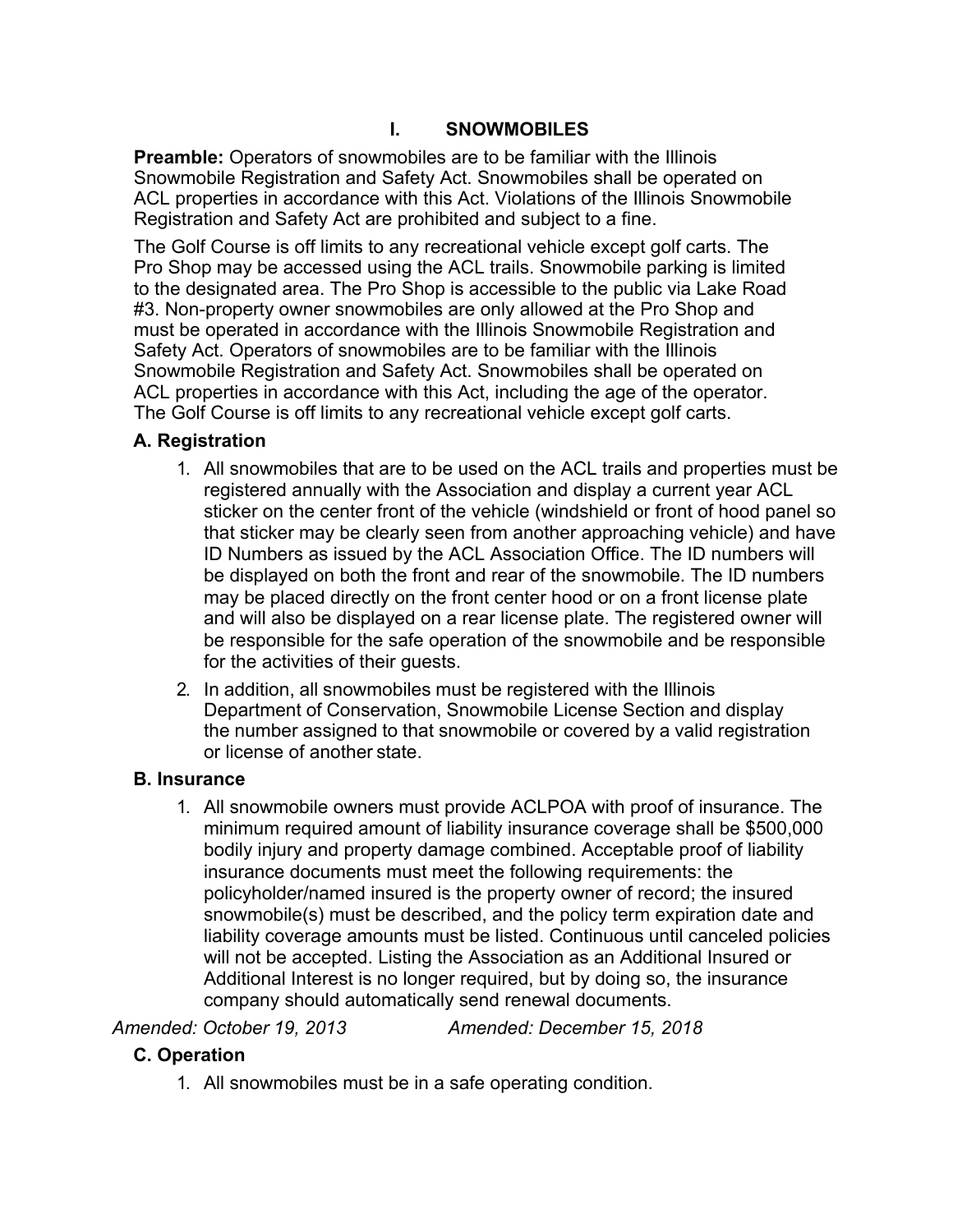# I. SNOWMOBILES

**Preamble:** Operators of snowmobiles are to be familiar with the Illinois Snowmobile Registration and Safety Act. Snowmobiles shall be operated on ACL properties in accordance with this Act. Violations of the Illinois Snowmobile Registration and Safety Act are prohibited and subject to a fine.

The Golf Course is off limits to any recreational vehicle except golf carts. The Pro Shop may be accessed using the ACL trails. Snowmobile parking is limited to the designated area. The Pro Shop is accessible to the public via Lake Road #3. Non-property owner snowmobiles are only allowed at the Pro Shop and must be operated in accordance with the Illinois Snowmobile Registration and Safety Act. Operators of snowmobiles are to be familiar with the Illinois Snowmobile Registration and Safety Act. Snowmobiles shall be operated on ACL properties in accordance with this Act, including the age of the operator. The Golf Course is off limits to any recreational vehicle except golf carts.

## A. Registration

1. All snowmobiles that are to be used on the ACL trails and properties must be registered annually with the Association and display a current year ACL sticker on the center front of the vehicle (windshield or front of hood panel so that sticker may be clearly seen from another approaching vehicle) and have ID Numbers as issued by the ACL Association Office. The ID numbers will be displayed on both the front and rear of the snowmobile. The ID numbers may be placed directly on the front center hood or on a front license plate and will also be displayed on a rear license plate. The registered owner will be responsible for the safe operation of the snowmobile and be responsible for the activities of their guests.
2. In addition, all snowmobiles must be registered with the Illinois Department of Conservation, Snowmobile License Section and display the number assigned to that snowmobile or covered by a valid registration or license of another state.

## B. Insurance

1. All snowmobile owners must provide ACLPOA with proof of insurance. The minimum required amount of liability insurance coverage shall be $500,000 bodily injury and property damage combined. Acceptable proof of liability insurance documents must meet the following requirements: the policyholder/named insured is the property owner of record; the insured snowmobile(s) must be described, and the policy term expiration date and liability coverage amounts must be listed. Continuous until canceled policies will not be accepted. Listing the Association as an Additional Insured or Additional Interest is no longer required, but by doing so, the insurance company should automatically send renewal documents.

*Amended: October 19, 2013* *Amended: December 15, 2018*

## C. Operation

1. All snowmobiles must be in a safe operating condition.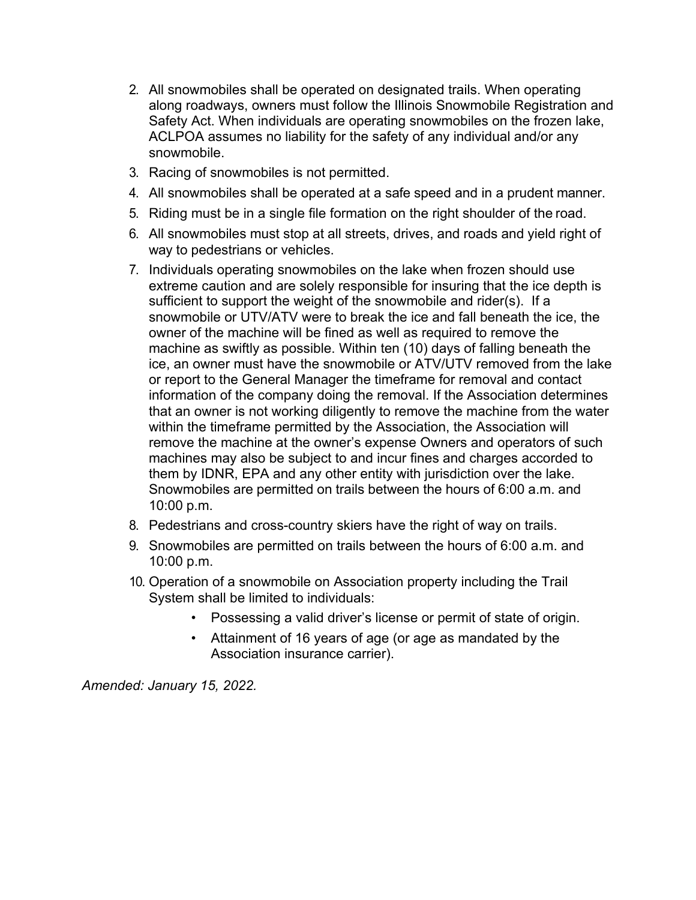2. All snowmobiles shall be operated on designated trails. When operating along roadways, owners must follow the Illinois Snowmobile Registration and Safety Act. When individuals are operating snowmobiles on the frozen lake, ACLPOA assumes no liability for the safety of any individual and/or any snowmobile.
3. Racing of snowmobiles is not permitted.
4. All snowmobiles shall be operated at a safe speed and in a prudent manner.
5. Riding must be in a single file formation on the right shoulder of the road.
6. All snowmobiles must stop at all streets, drives, and roads and yield right of way to pedestrians or vehicles.
7. Individuals operating snowmobiles on the lake when frozen should use extreme caution and are solely responsible for insuring that the ice depth is sufficient to support the weight of the snowmobile and rider(s). If a snowmobile or UTV/ATV were to break the ice and fall beneath the ice, the owner of the machine will be fined as well as required to remove the machine as swiftly as possible. Within ten (10) days of falling beneath the ice, an owner must have the snowmobile or ATV/UTV removed from the lake or report to the General Manager the timeframe for removal and contact information of the company doing the removal. If the Association determines that an owner is not working diligently to remove the machine from the water within the timeframe permitted by the Association, the Association will remove the machine at the owner's expense Owners and operators of such machines may also be subject to and incur fines and charges accorded to them by IDNR, EPA and any other entity with jurisdiction over the lake. Snowmobiles are permitted on trails between the hours of 6:00 a.m. and 10:00 p.m.
8. Pedestrians and cross-country skiers have the right of way on trails.
9. Snowmobiles are permitted on trails between the hours of 6:00 a.m. and 10:00 p.m.
10. Operation of a snowmobile on Association property including the Trail System shall be limited to individuals:
    - Possessing a valid driver's license or permit of state of origin.
    - Attainment of 16 years of age (or age as mandated by the Association insurance carrier).

*Amended: January 15, 2022.*